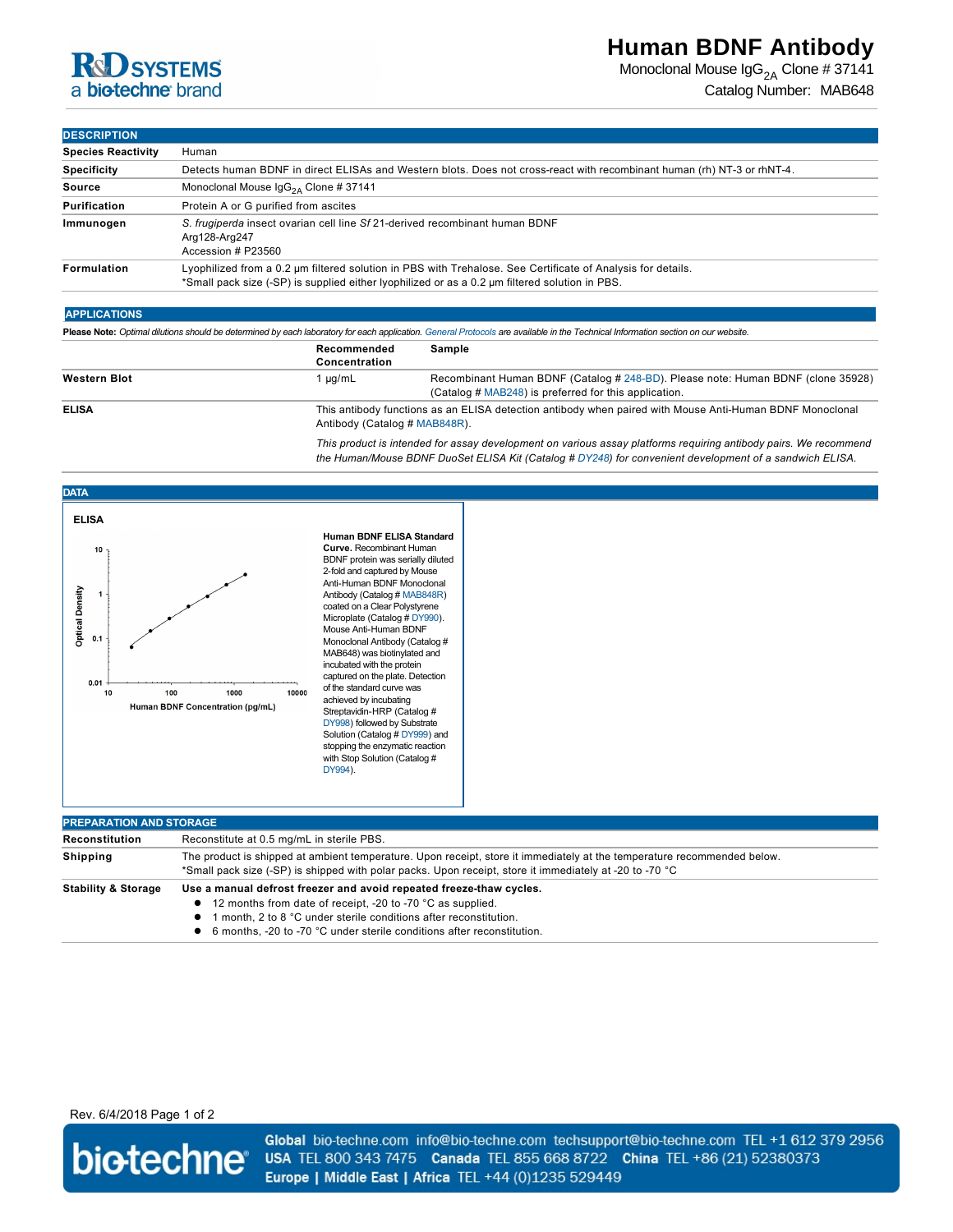# Human BDNF Antibody

Monoclonal Mouse $IgG_{2A}$ Clone # 37141

Catalog Number: MAB648

## DESCRIPTION

| | |
|---|---|
| **Species Reactivity** | Human |
| **Specificity** | Detects human BDNF in direct ELISAs and Western blots. Does not cross-react with recombinant human (rh) NT-3 or rhNT-4. |
| **Source** | Monoclonal Mouse $IgG_{2A}$ Clone # 37141 |
| **Purification** | Protein A or G purified from ascites |
| **Immunogen** | *S. frugiperda* insect ovarian cell line *Sf* 21-derived recombinant human BDNF<br>Arg128-Arg247<br>Accession # P23560 |
| **Formulation** | Lyophilized from a 0.2 μm filtered solution in PBS with Trehalose. See Certificate of Analysis for details.<br>*Small pack size (-SP) is supplied either lyophilized or as a 0.2 μm filtered solution in PBS. |

## APPLICATIONS

**Please Note:** *Optimal dilutions should be determined by each laboratory for each application. General Protocols are available in the Technical Information section on our website.*

| | Recommended Concentration | Sample |
|---|---|---|
| **Western Blot** | 1 µg/mL | Recombinant Human BDNF (Catalog # 248-BD). Please note: Human BDNF (clone 35928) (Catalog # MAB248) is preferred for this application. |
| **ELISA** | This antibody functions as an ELISA detection antibody when paired with Mouse Anti-Human BDNF Monoclonal Antibody (Catalog # MAB848R). | |

*This product is intended for assay development on various assay platforms requiring antibody pairs. We recommend the Human/Mouse BDNF DuoSet ELISA Kit (Catalog # DY248) for convenient development of a sandwich ELISA.*

## DATA

**ELISA**

**Human BDNF ELISA Standard Curve.** Recombinant Human BDNF protein was serially diluted 2-fold and captured by Mouse Anti-Human BDNF Monoclonal Antibody (Catalog # MAB848R) coated on a Clear Polystyrene Microplate (Catalog # DY990). Mouse Anti-Human BDNF Monoclonal Antibody (Catalog # MAB648) was biotinylated and incubated with the protein captured on the plate. Detection of the standard curve was achieved by incubating Streptavidin-HRP (Catalog # DY998) followed by Substrate Solution (Catalog # DY999) and stopping the enzymatic reaction with Stop Solution (Catalog # DY994).

## PREPARATION AND STORAGE

| | |
|---|---|
| **Reconstitution** | Reconstitute at 0.5 mg/mL in sterile PBS. |
| **Shipping** | The product is shipped at ambient temperature. Upon receipt, store it immediately at the temperature recommended below.<br>*Small pack size (-SP) is shipped with polar packs. Upon receipt, store it immediately at -20 to -70 °C |
| **Stability & Storage** | **Use a manual defrost freezer and avoid repeated freeze-thaw cycles.**<br>● 12 months from date of receipt, -20 to -70 °C as supplied.<br>● 1 month, 2 to 8 °C under sterile conditions after reconstitution.<br>● 6 months, -20 to -70 °C under sterile conditions after reconstitution. |

Rev. 6/4/2018

**Global** bio-techne.com info@bio-techne.com techsupport@bio-techne.com TEL +1 612 379 2956
**USA** TEL 800 343 7475 **Canada** TEL 855 668 8722 **China** TEL +86 (21) 52380373
**Europe | Middle East | Africa** TEL +44 (0)1235 529449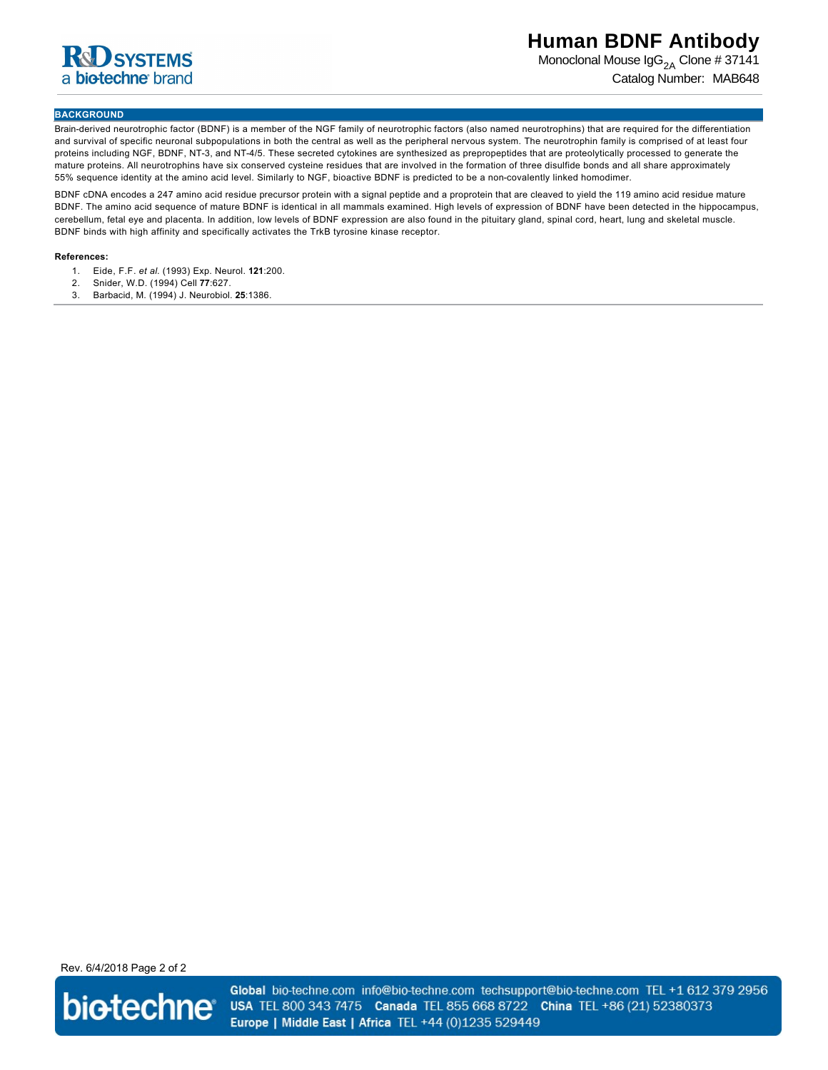# Human BDNF Antibody

Monoclonal Mouse $IgG_{2A}$ Clone # 37141

Catalog Number: MAB648

## BACKGROUND

Brain-derived neurotrophic factor (BDNF) is a member of the NGF family of neurotrophic factors (also named neurotrophins) that are required for the differentiation and survival of specific neuronal subpopulations in both the central as well as the peripheral nervous system. The neurotrophin family is comprised of at least four proteins including NGF, BDNF, NT-3, and NT-4/5. These secreted cytokines are synthesized as prepropeptides that are proteolytically processed to generate the mature proteins. All neurotrophins have six conserved cysteine residues that are involved in the formation of three disulfide bonds and all share approximately 55% sequence identity at the amino acid level. Similarly to NGF, bioactive BDNF is predicted to be a non-covalently linked homodimer.

BDNF cDNA encodes a 247 amino acid residue precursor protein with a signal peptide and a proprotein that are cleaved to yield the 119 amino acid residue mature BDNF. The amino acid sequence of mature BDNF is identical in all mammals examined. High levels of expression of BDNF have been detected in the hippocampus, cerebellum, fetal eye and placenta. In addition, low levels of BDNF expression are also found in the pituitary gland, spinal cord, heart, lung and skeletal muscle. BDNF binds with high affinity and specifically activates the TrkB tyrosine kinase receptor.

**References:**

1. Eide, F.F. *et al.* (1993) Exp. Neurol. **121**:200.
2. Snider, W.D. (1994) Cell **77**:627.
3. Barbacid, M. (1994) J. Neurobiol. **25**:1386.

Rev. 6/4/2018

**Global** bio-techne.com info@bio-techne.com techsupport@bio-techne.com TEL +1 612 379 2956
**USA** TEL 800 343 7475 **Canada** TEL 855 668 8722 **China** TEL +86 (21) 52380373
**Europe | Middle East | Africa** TEL +44 (0)1235 529449